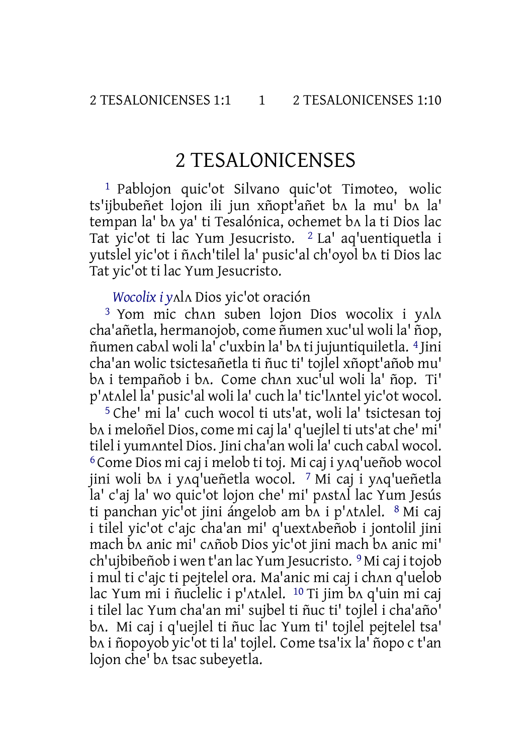# 2 TESALONICENSES

[1] Pablojon quic'ot Silvano quic'ot Timoteo, wolic ts'ijbubeñet lojon ili jun xñopt'añet bʌ la mu' bʌ la' tempan la' bʌ ya' ti Tesalónica, ochemet bʌ la ti Dios lac Tat yic'ot ti lac Yum Jesucristo. [2] La' aq'uentiquetla i yutslel yic'ot i ñʌch'tilel la' pusic'al ch'oyol bʌ ti Dios lac Tat yic'ot ti lac Yum Jesucristo.

*Wocolix i yʌlʌ* Dios yic'ot oración

[3] Yom mic chʌn suben lojon Dios wocolix i yʌlʌ cha'añetla, hermanojob, come ñumen xuc'ul woli la' ñop, ñumen cabʌl woli la' c'uxbin la' bʌ ti jujuntiquiletla. [4] Jini cha'an wolic tsictesañetla ti ñuc ti' tojlel xñopt'añob mu' bʌ i tempañob i bʌ. Come chʌn xuc'ul woli la' ñop. Ti' p'ʌtʌlel la' pusic'al woli la' cuch la' tic'lʌntel yic'ot wocol.

[5] Che' mi la' cuch wocol ti uts'at, woli la' tsictesan toj bʌ i meloñel Dios, come mi caj la' q'uejlel ti uts'at che' mi' tilel i yumʌntel Dios. Jini cha'an woli la' cuch cabʌl wocol. [6] Come Dios mi caj i melob ti toj. Mi caj i yʌq'ueñob wocol jini woli bʌ i yʌq'ueñetla wocol. [7] Mi caj i yʌq'ueñetla la' c'aj la' wo quic'ot lojon che' mi' pʌstʌl lac Yum Jesús ti panchan yic'ot jini ángelob am bʌ i p'ʌtʌlel. [8] Mi caj i tilel yic'ot c'ajc cha'an mi' q'uextʌbeñob i jontolil jini mach bʌ anic mi' cʌñob Dios yic'ot jini mach bʌ anic mi' ch'ujbibeñob i wen t'an lac Yum Jesucristo. [9] Mi caj i tojob i mul ti c'ajc ti pejtelel ora. Ma'anic mi caj i chʌn q'uelob lac Yum mi i ñuclelic i p'ʌtʌlel. [10] Ti jim bʌ q'uin mi caj i tilel lac Yum cha'an mi' sujbel ti ñuc ti' tojlel i cha'año' bʌ. Mi caj i q'uejlel ti ñuc lac Yum ti' tojlel pejtelel tsa' bʌ i ñopoyob yic'ot ti la' tojlel. Come tsa'ix la' ñopo c t'an lojon che' bʌ tsac subeyetla.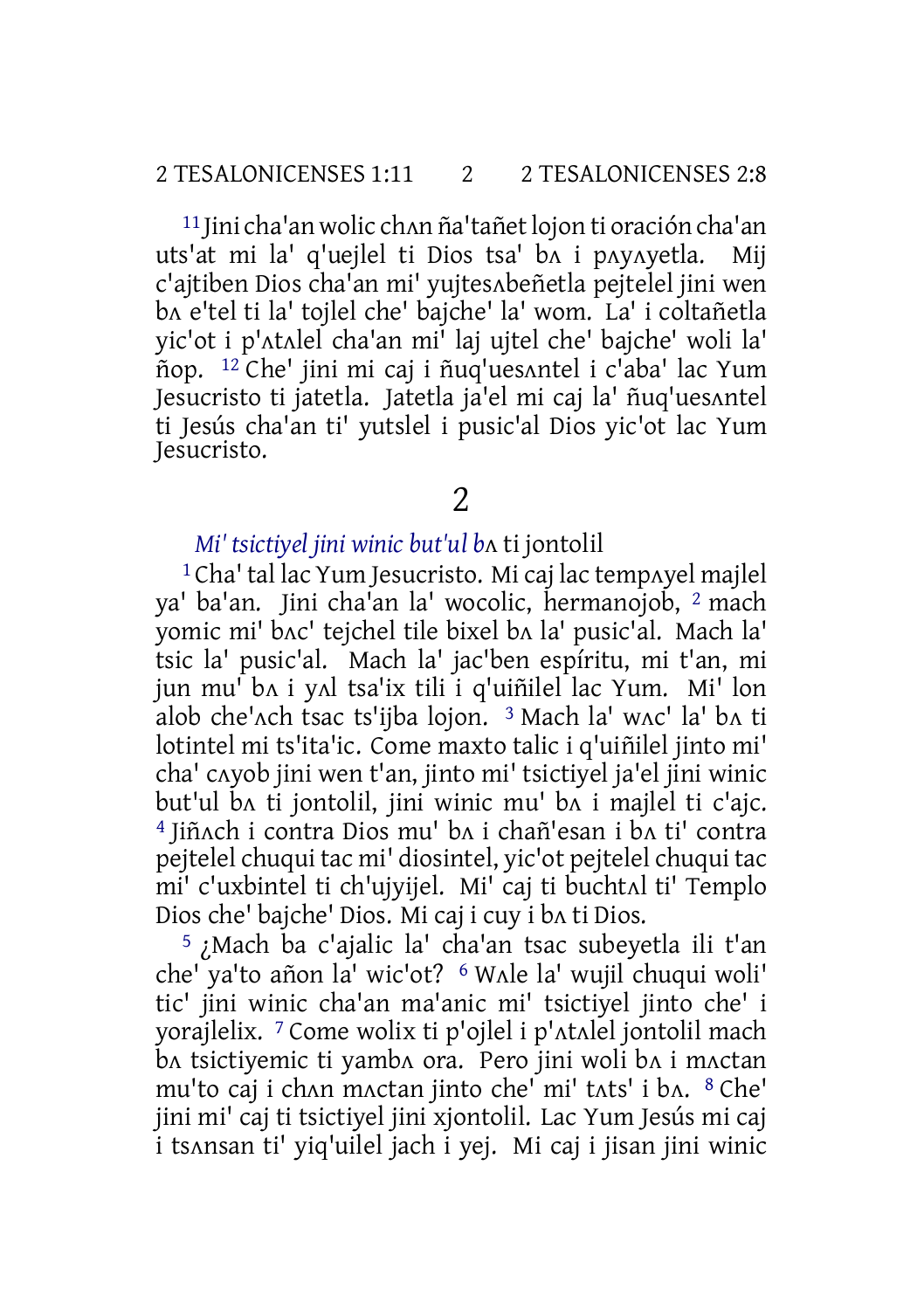[11] Jini cha'an wolic chʌn ña'tañet lojon ti oración cha'an uts'at mi la' q'uejlel ti Dios tsa' bʌ i pʌyʌyetla. Mij c'ajtiben Dios cha'an mi' yujtesʌbeñetla pejtelel jini wen bʌ e'tel ti la' tojlel che' bajche' la' wom. La' i coltañetla yic'ot i p'ʌtʌlel cha'an mi' laj ujtel che' bajche' woli la' ñop. [12] Che' jini mi caj i ñuq'uesʌntel i c'aba' lac Yum Jesucristo ti jatetla. Jatetla ja'el mi caj la' ñuq'uesʌntel ti Jesús cha'an ti' yutslel i pusic'al Dios yic'ot lac Yum Jesucristo.

## 2

*Mi' tsictiyel jini winic but'ul bʌ* ti jontolil

[1] Cha' tal lac Yum Jesucristo. Mi caj lac tempʌyel majlel ya' ba'an. Jini cha'an la' wocolic, hermanojob, [2] mach yomic mi' bʌc' tejchel tile bixel bʌ la' pusic'al. Mach la' tsic la' pusic'al. Mach la' jac'ben espíritu, mi t'an, mi jun mu' bʌ i yʌl tsa'ix tili i q'uiñilel lac Yum. Mi' lon alob che'ʌch tsac ts'ijba lojon. [3] Mach la' wʌc' la' bʌ ti lotintel mi ts'ita'ic. Come maxto talic i q'uiñilel jinto mi' cha' cʌyob jini wen t'an, jinto mi' tsictiyel ja'el jini winic but'ul bʌ ti jontolil, jini winic mu' bʌ i majlel ti c'ajc. [4] Jiñʌch i contra Dios mu' bʌ i chañ'esan i bʌ ti' contra pejtelel chuqui tac mi' diosintel, yic'ot pejtelel chuqui tac mi' c'uxbintel ti ch'ujyijel. Mi' caj ti buchtʌl ti' Templo Dios che' bajche' Dios. Mi caj i cuy i bʌ ti Dios.

[5] ¿Mach ba c'ajalic la' cha'an tsac subeyetla ili t'an che' ya'to añon la' wic'ot? [6] Wʌle la' wujil chuqui woli' tic' jini winic cha'an ma'anic mi' tsictiyel jinto che' i yorajlelix. [7] Come wolix ti p'ojlel i p'ʌtʌlel jontolil mach bʌ tsictiyemic ti yambʌ ora. Pero jini woli bʌ i mʌctan mu'to caj i chʌn mʌctan jinto che' mi' tʌts' i bʌ. [8] Che' jini mi' caj ti tsictiyel jini xjontolil. Lac Yum Jesús mi caj i tsʌnsan ti' yiq'uilel jach i yej. Mi caj i jisan jini winic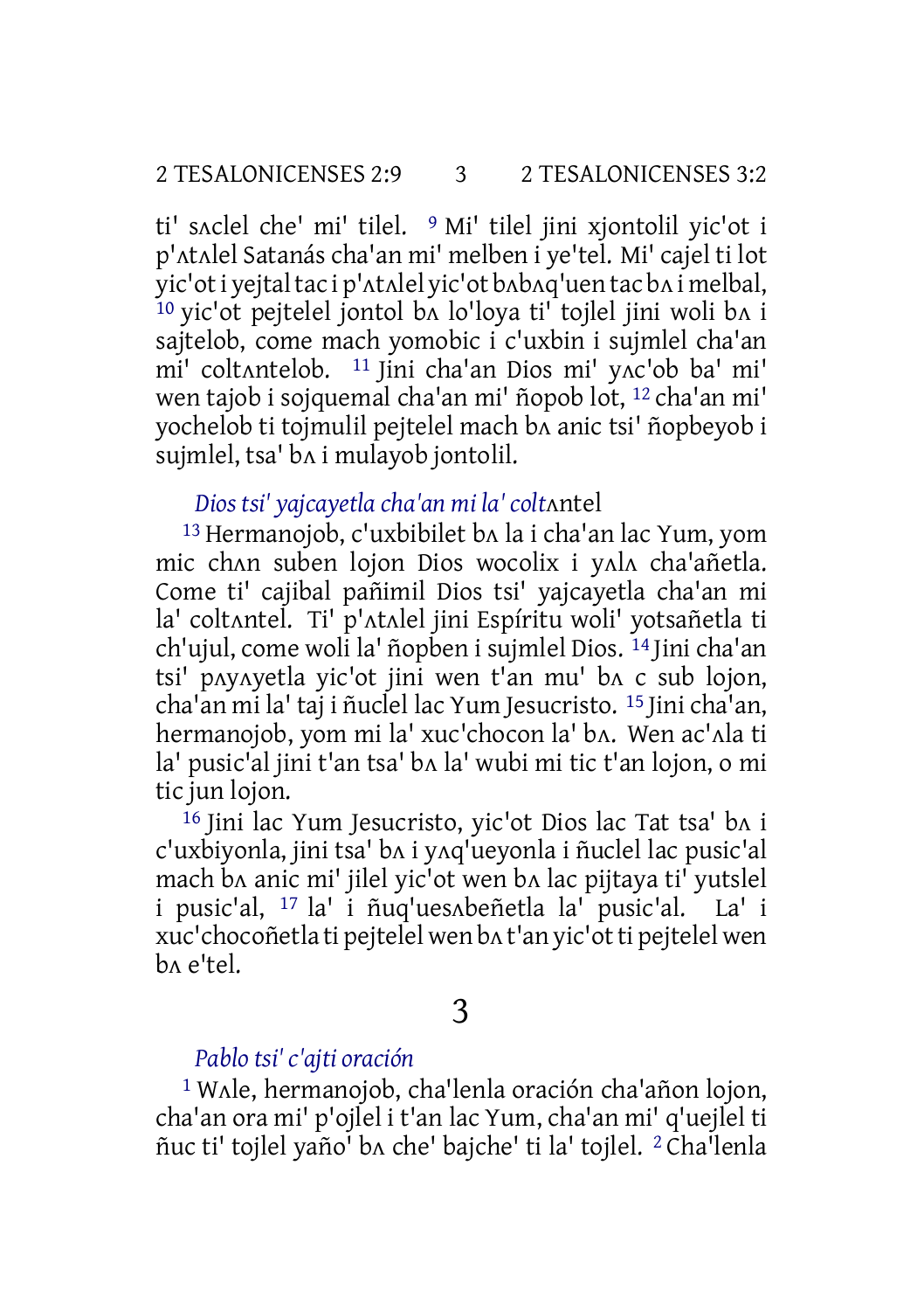ti' sʌclel che' mi' tilel. [9] Mi' tilel jini xjontolil yic'ot i p'ʌtʌlel Satanás cha'an mi' melben i ye'tel. Mi' cajel ti lot yic'ot i yejtal tac i p'ʌtʌlel yic'ot bʌbʌq'uen tac bʌ i melbal, [10] yic'ot pejtelel jontol bʌ lo'loya ti' tojlel jini woli bʌ i sajtelob, come mach yomobic i c'uxbin i sujmlel cha'an mi' coltʌntelob. [11] Jini cha'an Dios mi' yʌc'ob ba' mi' wen tajob i sojquemal cha'an mi' ñopob lot, [12] cha'an mi' yochelob ti tojmulil pejtelel mach bʌ anic tsi' ñopbeyob i sujmlel, tsa' bʌ i mulayob jontolil.

### *Dios tsi' yajcayetla cha'an mi la' colt*ʌntel

[13] Hermanojob, c'uxbibilet bʌ la i cha'an lac Yum, yom mic chʌn suben lojon Dios wocolix i yʌlʌ cha'añetla. Come ti' cajibal pañimil Dios tsi' yajcayetla cha'an mi la' coltʌntel. Ti' p'ʌtʌlel jini Espíritu woli' yotsañetla ti ch'ujul, come woli la' ñopben i sujmlel Dios. [14] Jini cha'an tsi' pʌyʌyetla yic'ot jini wen t'an mu' bʌ c sub lojon, cha'an mi la' taj i ñuclel lac Yum Jesucristo. [15] Jini cha'an, hermanojob, yom mi la' xuc'chocon la' bʌ. Wen ac'ʌla ti la' pusic'al jini t'an tsa' bʌ la' wubi mi tic t'an lojon, o mi tic jun lojon.

[16] Jini lac Yum Jesucristo, yic'ot Dios lac Tat tsa' bʌ i c'uxbiyonla, jini tsa' bʌ i yʌq'ueyonla i ñuclel lac pusic'al mach bʌ anic mi' jilel yic'ot wen bʌ lac pijtaya ti' yutslel i pusic'al, [17] la' i ñuq'uesʌbeñetla la' pusic'al. La' i xuc'chocoñetla ti pejtelel wen bʌ t'an yic'ot ti pejtelel wen bʌ e'tel.

## 3

### *Pablo tsi' c'ajti oración*

[1] Wʌle, hermanojob, cha'lenla oración cha'añon lojon, cha'an ora mi' p'ojlel i t'an lac Yum, cha'an mi' q'uejlel ti ñuc ti' tojlel yaño' bʌ che' bajche' ti la' tojlel. [2] Cha'lenla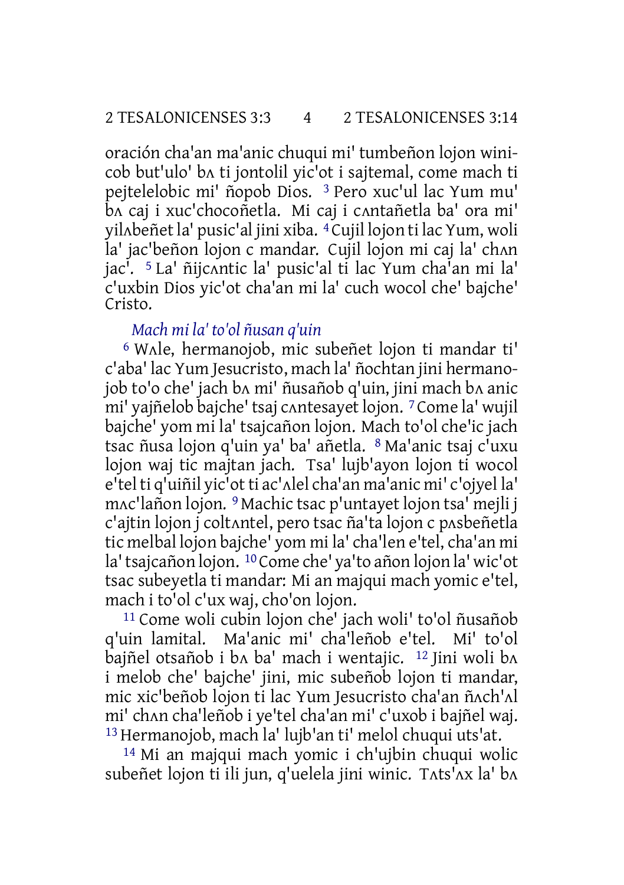oración cha'an ma'anic chuqui mi' tumbeñon lojon winicob but'ulo' bʌ ti jontolil yic'ot i sajtemal, come mach ti pejtelelobic mi' ñopob Dios. [3] Pero xuc'ul lac Yum mu' bʌ caj i xuc'chocoñetla. Mi caj i cʌntañetla ba' ora mi' yilʌbeñet la' pusic'al jini xiba. [4] Cujil lojon ti lac Yum, woli la' jac'beñon lojon c mandar. Cujil lojon mi caj la' chʌn jac'. [5] La' ñijcʌntic la' pusic'al ti lac Yum cha'an mi la' c'uxbin Dios yic'ot cha'an mi la' cuch wocol che' bajche' Cristo.

### *Mach mi la' to'ol ñusan q'uin*

[6] Wʌle, hermanojob, mic subeñet lojon ti mandar ti' c'aba' lac Yum Jesucristo, mach la' ñochtan jini hermanojob to'o che' jach bʌ mi' ñusañob q'uin, jini mach bʌ anic mi' yajñelob bajche' tsaj cʌntesayet lojon. [7] Come la' wujil bajche' yom mi la' tsajcañon lojon. Mach to'ol che'ic jach tsac ñusa lojon q'uin ya' ba' añetla. [8] Ma'anic tsaj c'uxu lojon waj tic majtan jach. Tsa' lujb'ayon lojon ti wocol e'tel ti q'uiñil yic'ot ti ac'ʌlel cha'an ma'anic mi' c'ojyel la' mʌc'lañon lojon. [9] Machic tsac p'untayet lojon tsa' mejli j c'ajtin lojon j coltʌntel, pero tsac ña'ta lojon c pʌsbeñetla tic melbal lojon bajche' yom mi la' cha'len e'tel, cha'an mi la' tsajcañon lojon. [10] Come che' ya'to añon lojon la' wic'ot tsac subeyetla ti mandar: Mi an majqui mach yomic e'tel, mach i to'ol c'ux waj, cho'on lojon.

[11] Come woli cubin lojon che' jach woli' to'ol ñusañob q'uin lamital. Ma'anic mi' cha'leñob e'tel. Mi' to'ol bajñel otsañob i bʌ ba' mach i wentajic. [12] Jini woli bʌ i melob che' bajche' jini, mic subeñob lojon ti mandar, mic xic'beñob lojon ti lac Yum Jesucristo cha'an ñʌch'ʌl mi' chʌn cha'leñob i ye'tel cha'an mi' c'uxob i bajñel waj. [13] Hermanojob, mach la' lujb'an ti' melol chuqui uts'at.

[14] Mi an majqui mach yomic i ch'ujbin chuqui wolic subeñet lojon ti ili jun, q'uelela jini winic. Tʌts'ʌx la' bʌ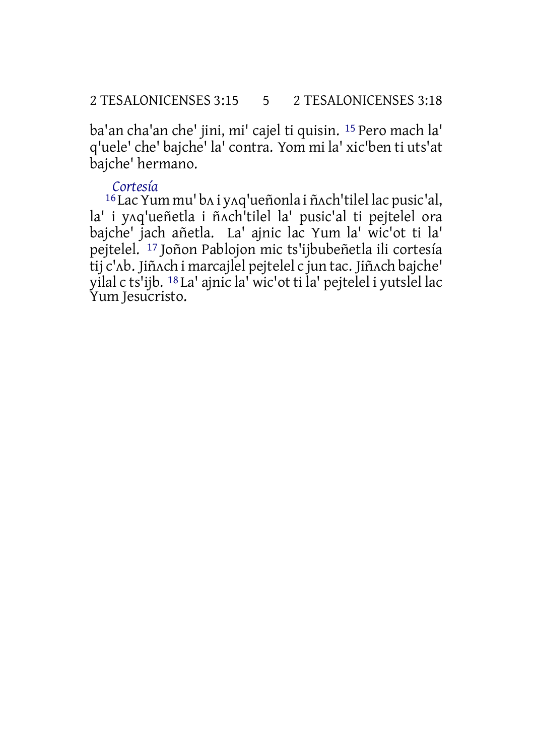ba'an cha'an che' jini, mi' cajel ti quisin. [15] Pero mach la' q'uele' che' bajche' la' contra. Yom mi la' xic'ben ti uts'at bajche' hermano.

### *Cortesía*

[16] Lac Yum mu' bʌ i yʌq'ueñonla i ñʌch'tilel lac pusic'al, la' i yʌq'ueñetla i ñʌch'tilel la' pusic'al ti pejtelel ora bajche' jach añetla. La' ajnic lac Yum la' wic'ot ti la' pejtelel. [17] Joñon Pablojon mic ts'ijbubeñetla ili cortesía tij c'ʌb. Jiñʌch i marcajlel pejtelel c jun tac. Jiñʌch bajche' yilal c ts'ijb. [18] La' ajnic la' wic'ot ti la' pejtelel i yutslel lac Yum Jesucristo.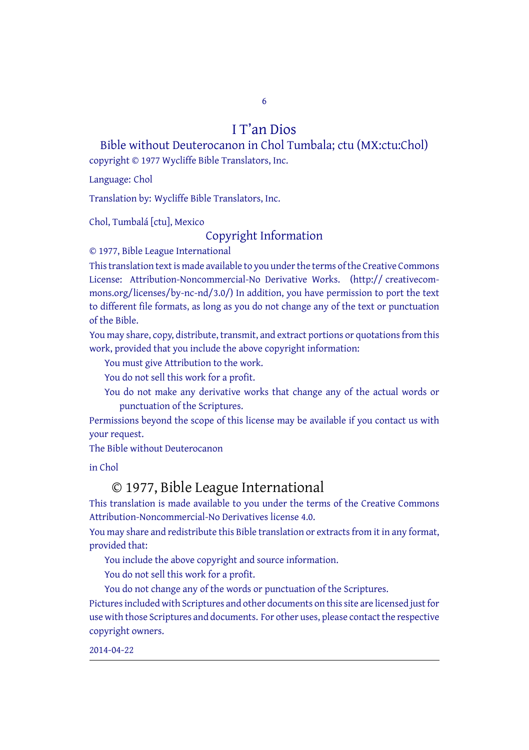# I T'an Dios

## Bible without Deuterocanon in Chol Tumbala; ctu (MX:ctu:Chol)

copyright © 1977 Wycliffe Bible Translators, Inc.

Language: Chol

Translation by: Wycliffe Bible Translators, Inc.

Chol, Tumbalá [ctu], Mexico

### Copyright Information

© 1977, Bible League International

This translation text is made available to you under the terms of the Creative Commons License: Attribution-Noncommercial-No Derivative Works. (http:// creativecommons.org/licenses/by-nc-nd/3.0/) In addition, you have permission to port the text to different file formats, as long as you do not change any of the text or punctuation of the Bible.

You may share, copy, distribute, transmit, and extract portions or quotations from this work, provided that you include the above copyright information:

- You must give Attribution to the work.
- You do not sell this work for a profit.
- You do not make any derivative works that change any of the actual words or punctuation of the Scriptures.

Permissions beyond the scope of this license may be available if you contact us with your request.

The Bible without Deuterocanon

in Chol

## © 1977, Bible League International

This translation is made available to you under the terms of the Creative Commons Attribution-Noncommercial-No Derivatives license 4.0.

You may share and redistribute this Bible translation or extracts from it in any format, provided that:

- You include the above copyright and source information.
- You do not sell this work for a profit.
- You do not change any of the words or punctuation of the Scriptures.

Pictures included with Scriptures and other documents on this site are licensed just for use with those Scriptures and documents. For other uses, please contact the respective copyright owners.

2014-04-22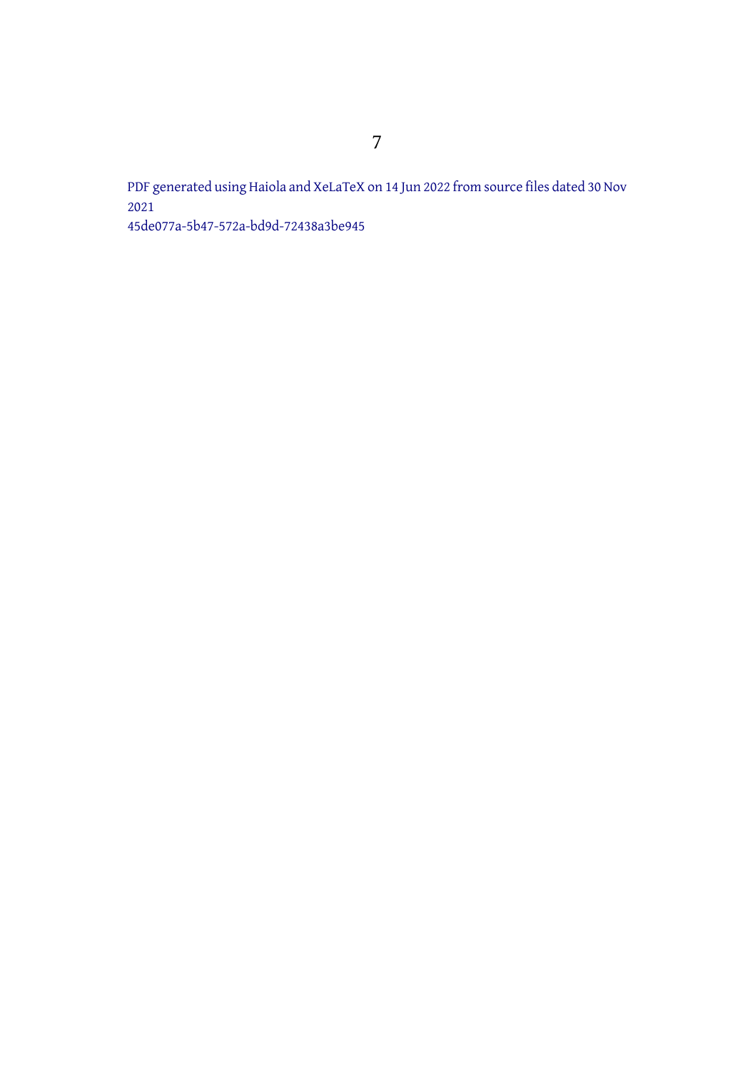PDF generated using Haiola and XeLaTeX on 14 Jun 2022 from source files dated 30 Nov 2021
45de077a-5b47-572a-bd9d-72438a3be945